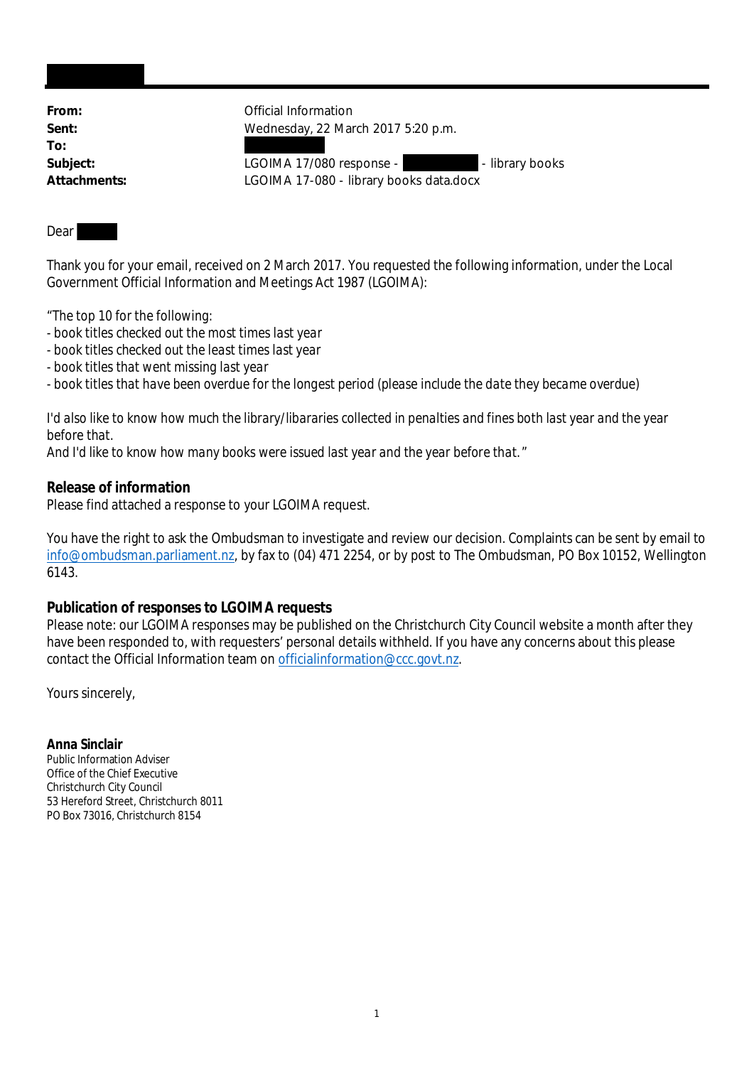| | |
|---|---|
| **From:** | Official Information |
| **Sent:** | Wednesday, 22 March 2017 5:20 p.m. |
| **To:** | |
| **Subject:** | LGOIMA 17/080 response - - library books |
| **Attachments:** | LGOIMA 17-080 - library books data.docx |

Dear

Thank you for your email, received on 2 March 2017. You requested the following information, under the Local Government Official Information and Meetings Act 1987 (LGOIMA):

*"The top 10 for the following:*
*- book titles checked out the most times last year*
*- book titles checked out the least times last year*
*- book titles that went missing last year*
*- book titles that have been overdue for the longest period (please include the date they became overdue)*

*I'd also like to know how much the library/libararies collected in penalties and fines both last year and the year before that.*
*And I'd like to know how many books were issued last year and the year before that."*

**Release of information**
Please find attached a response to your LGOIMA request.

You have the right to ask the Ombudsman to investigate and review our decision. Complaints can be sent by email to info@ombudsman.parliament.nz, by fax to (04) 471 2254, or by post to The Ombudsman, PO Box 10152, Wellington 6143.

**Publication of responses to LGOIMA requests**
Please note: our LGOIMA responses may be published on the Christchurch City Council website a month after they have been responded to, with requesters' personal details withheld. If you have any concerns about this please contact the Official Information team on officialinformation@ccc.govt.nz.

Yours sincerely,

**Anna Sinclair**
Public Information Adviser
Office of the Chief Executive
Christchurch City Council
53 Hereford Street, Christchurch 8011
PO Box 73016, Christchurch 8154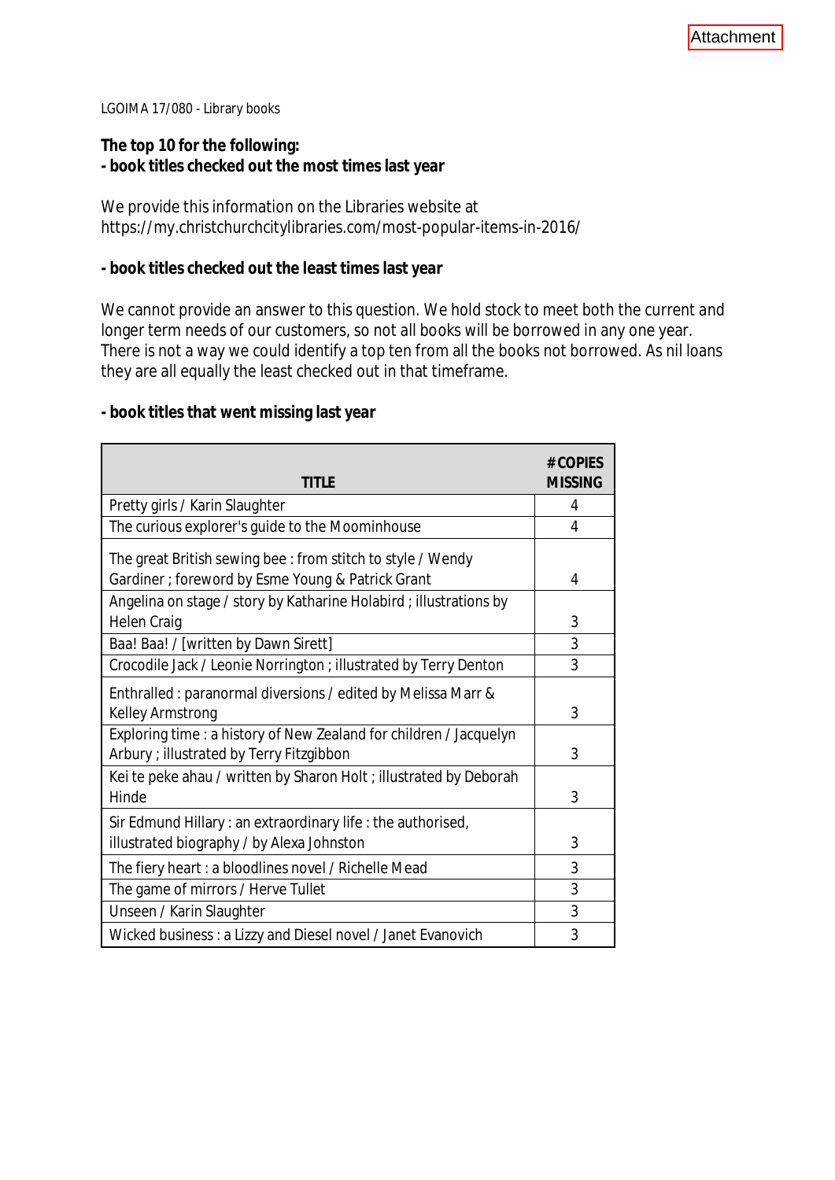Attachment

LGOIMA 17/080 - Library books

**The top 10 for the following:**
**- book titles checked out the most times last year**

We provide this information on the Libraries website at https://my.christchurchcitylibraries.com/most-popular-items-in-2016/

**- book titles checked out the least times last year**

We cannot provide an answer to this question. We hold stock to meet both the current and longer term needs of our customers, so not all books will be borrowed in any one year. There is not a way we could identify a top ten from all the books not borrowed. As nil loans they are all equally the least checked out in that timeframe.

**- book titles that went missing last year**

| TITLE | # COPIES MISSING |
|---|---|
| Pretty girls / Karin Slaughter | 4 |
| The curious explorer's guide to the Moominhouse | 4 |
| The great British sewing bee : from stitch to style / Wendy Gardiner ; foreword by Esme Young & Patrick Grant | 4 |
| Angelina on stage / story by Katharine Holabird ; illustrations by Helen Craig | 3 |
| Baa! Baa! / [written by Dawn Sirett] | 3 |
| Crocodile Jack / Leonie Norrington ; illustrated by Terry Denton | 3 |
| Enthralled : paranormal diversions / edited by Melissa Marr & Kelley Armstrong | 3 |
| Exploring time : a history of New Zealand for children / Jacquelyn Arbury ; illustrated by Terry Fitzgibbon | 3 |
| Kei te peke ahau / written by Sharon Holt ; illustrated by Deborah Hinde | 3 |
| Sir Edmund Hillary : an extraordinary life : the authorised, illustrated biography / by Alexa Johnston | 3 |
| The fiery heart : a bloodlines novel / Richelle Mead | 3 |
| The game of mirrors / Herve Tullet | 3 |
| Unseen / Karin Slaughter | 3 |
| Wicked business : a Lizzy and Diesel novel / Janet Evanovich | 3 |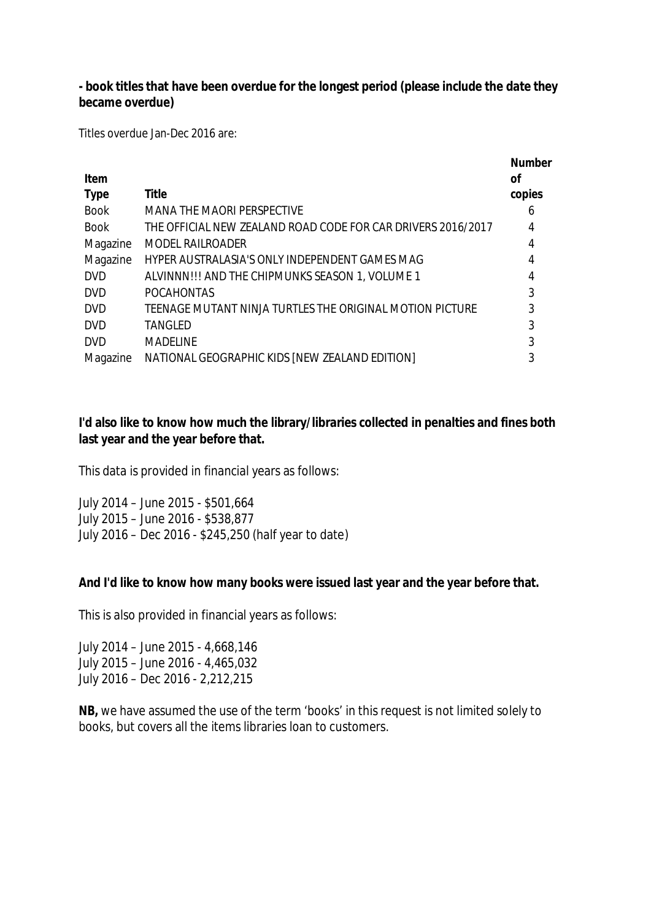**- book titles that have been overdue for the longest period (please include the date they became overdue)**

Titles overdue Jan-Dec 2016 are:

| Item Type | Title | Number of copies |
|---|---|---|
| Book | MANA THE MAORI PERSPECTIVE | 6 |
| Book | THE OFFICIAL NEW ZEALAND ROAD CODE FOR CAR DRIVERS 2016/2017 | 4 |
| Magazine | MODEL RAILROADER | 4 |
| Magazine | HYPER AUSTRALASIA'S ONLY INDEPENDENT GAMES MAG | 4 |
| DVD | ALVINNN!!! AND THE CHIPMUNKS SEASON 1, VOLUME 1 | 4 |
| DVD | POCAHONTAS | 3 |
| DVD | TEENAGE MUTANT NINJA TURTLES THE ORIGINAL MOTION PICTURE | 3 |
| DVD | TANGLED | 3 |
| DVD | MADELINE | 3 |
| Magazine | NATIONAL GEOGRAPHIC KIDS [NEW ZEALAND EDITION] | 3 |

**I'd also like to know how much the library/libraries collected in penalties and fines both last year and the year before that.**

This data is provided in financial years as follows:

July 2014 – June 2015 - $501,664
July 2015 – June 2016 - $538,877
July 2016 – Dec 2016 - $245,250 (half year to date)

**And I'd like to know how many books were issued last year and the year before that.**

This is also provided in financial years as follows:

July 2014 – June 2015 - 4,668,146
July 2015 – June 2016 - 4,465,032
July 2016 – Dec 2016 - 2,212,215

**NB,** we have assumed the use of the term 'books' in this request is not limited solely to books, but covers all the items libraries loan to customers.